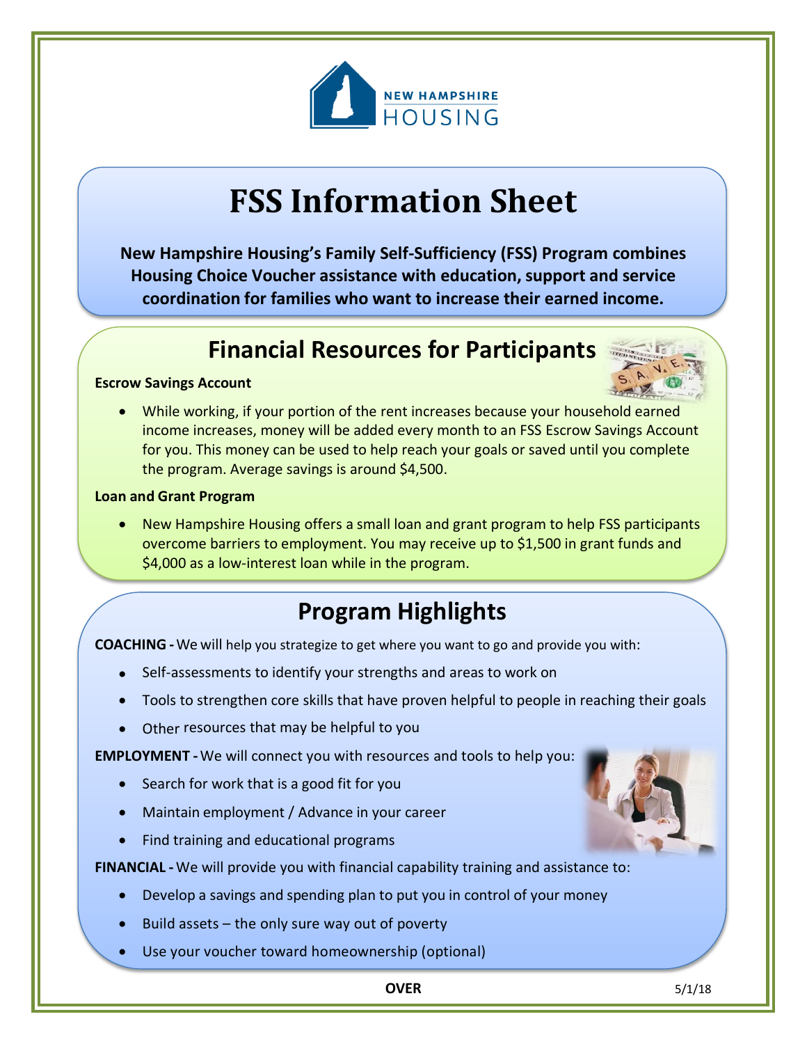NEW HAMPSHIRE HOUSING

# FSS Information Sheet

**New Hampshire Housing's Family Self-Sufficiency (FSS) Program combines Housing Choice Voucher assistance with education, support and service coordination for families who want to increase their earned income.**

## Financial Resources for Participants

**Escrow Savings Account**

- While working, if your portion of the rent increases because your household earned income increases, money will be added every month to an FSS Escrow Savings Account for you. This money can be used to help reach your goals or saved until you complete the program. Average savings is around $4,500.

**Loan and Grant Program**

- New Hampshire Housing offers a small loan and grant program to help FSS participants overcome barriers to employment. You may receive up to $1,500 in grant funds and $4,000 as a low-interest loan while in the program.

## Program Highlights

**COACHING -** We will help you strategize to get where you want to go and provide you with:

- Self-assessments to identify your strengths and areas to work on
- Tools to strengthen core skills that have proven helpful to people in reaching their goals
- Other resources that may be helpful to you

**EMPLOYMENT -** We will connect you with resources and tools to help you:

- Search for work that is a good fit for you
- Maintain employment / Advance in your career
- Find training and educational programs

**FINANCIAL -** We will provide you with financial capability training and assistance to:

- Develop a savings and spending plan to put you in control of your money
- Build assets – the only sure way out of poverty
- Use your voucher toward homeownership (optional)

**OVER**

5/1/18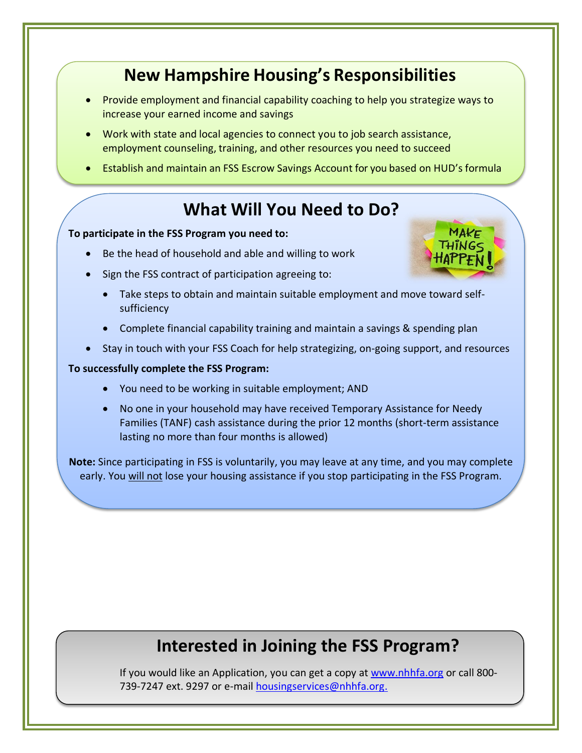## New Hampshire Housing's Responsibilities

- Provide employment and financial capability coaching to help you strategize ways to increase your earned income and savings
- Work with state and local agencies to connect you to job search assistance, employment counseling, training, and other resources you need to succeed
- Establish and maintain an FSS Escrow Savings Account for you based on HUD's formula

## What Will You Need to Do?

**To participate in the FSS Program you need to:**

- Be the head of household and able and willing to work
- Sign the FSS contract of participation agreeing to:
  - Take steps to obtain and maintain suitable employment and move toward self-sufficiency
  - Complete financial capability training and maintain a savings & spending plan
- Stay in touch with your FSS Coach for help strategizing, on-going support, and resources

**To successfully complete the FSS Program:**

- You need to be working in suitable employment; AND
- No one in your household may have received Temporary Assistance for Needy Families (TANF) cash assistance during the prior 12 months (short-term assistance lasting no more than four months is allowed)

**Note:** Since participating in FSS is voluntarily, you may leave at any time, and you may complete early. You will not lose your housing assistance if you stop participating in the FSS Program.

## Interested in Joining the FSS Program?

If you would like an Application, you can get a copy at www.nhhfa.org or call 800-739-7247 ext. 9297 or e-mail housingservices@nhhfa.org.